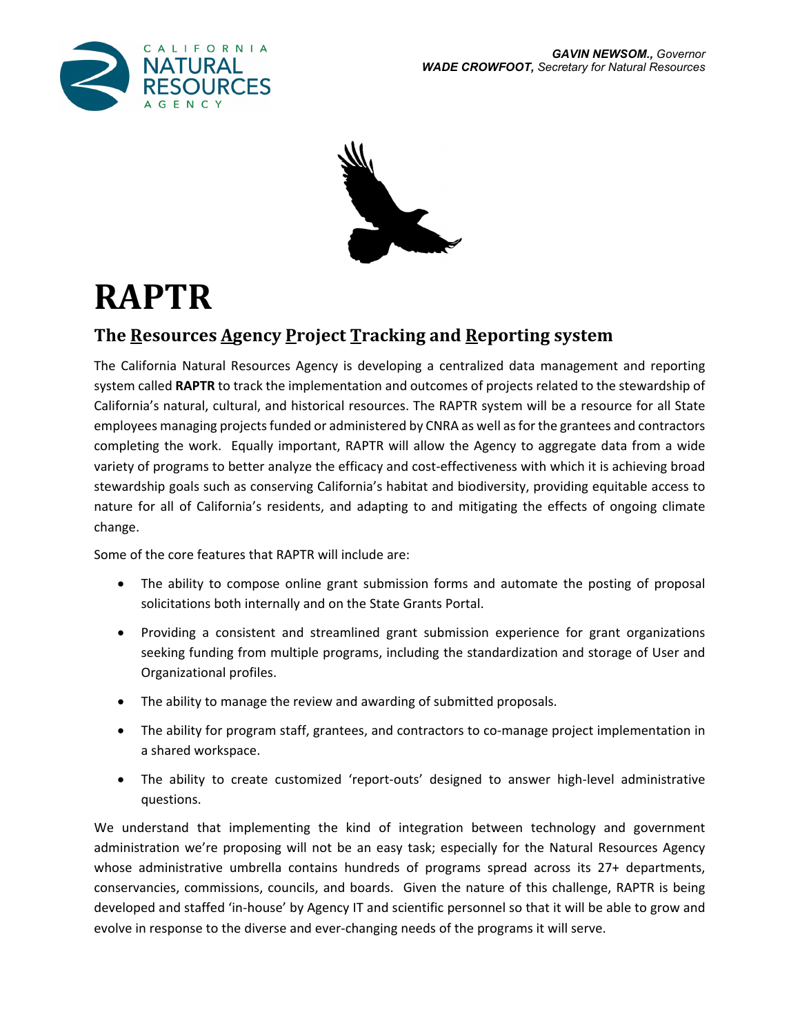**GAVIN NEWSOM.,** *Governor*
**WADE CROWFOOT,** *Secretary for Natural Resources*

# RAPTR

## The Resources Agency Project Tracking and Reporting system

The California Natural Resources Agency is developing a centralized data management and reporting system called **RAPTR** to track the implementation and outcomes of projects related to the stewardship of California's natural, cultural, and historical resources. The RAPTR system will be a resource for all State employees managing projects funded or administered by CNRA as well as for the grantees and contractors completing the work. Equally important, RAPTR will allow the Agency to aggregate data from a wide variety of programs to better analyze the efficacy and cost-effectiveness with which it is achieving broad stewardship goals such as conserving California's habitat and biodiversity, providing equitable access to nature for all of California's residents, and adapting to and mitigating the effects of ongoing climate change.

Some of the core features that RAPTR will include are:

- The ability to compose online grant submission forms and automate the posting of proposal solicitations both internally and on the State Grants Portal.
- Providing a consistent and streamlined grant submission experience for grant organizations seeking funding from multiple programs, including the standardization and storage of User and Organizational profiles.
- The ability to manage the review and awarding of submitted proposals.
- The ability for program staff, grantees, and contractors to co-manage project implementation in a shared workspace.
- The ability to create customized 'report-outs' designed to answer high-level administrative questions.

We understand that implementing the kind of integration between technology and government administration we're proposing will not be an easy task; especially for the Natural Resources Agency whose administrative umbrella contains hundreds of programs spread across its 27+ departments, conservancies, commissions, councils, and boards. Given the nature of this challenge, RAPTR is being developed and staffed 'in-house' by Agency IT and scientific personnel so that it will be able to grow and evolve in response to the diverse and ever-changing needs of the programs it will serve.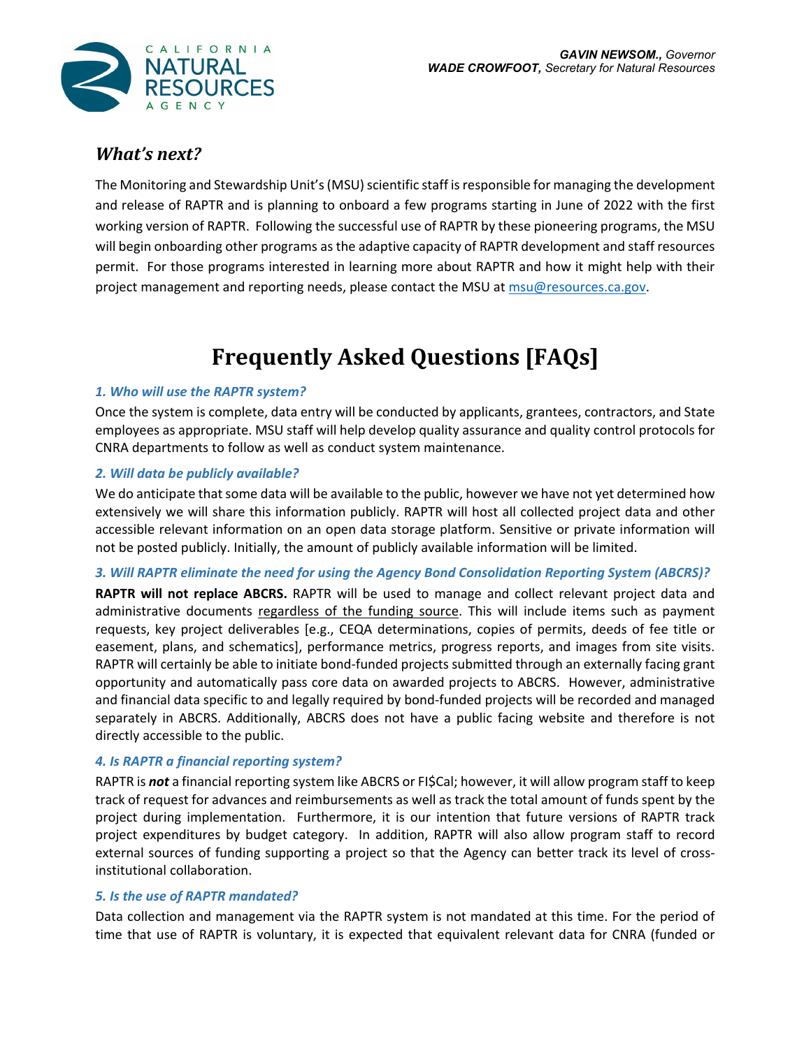## *What's next?*

The Monitoring and Stewardship Unit's (MSU) scientific staff is responsible for managing the development and release of RAPTR and is planning to onboard a few programs starting in June of 2022 with the first working version of RAPTR. Following the successful use of RAPTR by these pioneering programs, the MSU will begin onboarding other programs as the adaptive capacity of RAPTR development and staff resources permit. For those programs interested in learning more about RAPTR and how it might help with their project management and reporting needs, please contact the MSU at msu@resources.ca.gov.

# Frequently Asked Questions [FAQs]

### *1. Who will use the RAPTR system?*

Once the system is complete, data entry will be conducted by applicants, grantees, contractors, and State employees as appropriate. MSU staff will help develop quality assurance and quality control protocols for CNRA departments to follow as well as conduct system maintenance.

### *2. Will data be publicly available?*

We do anticipate that some data will be available to the public, however we have not yet determined how extensively we will share this information publicly. RAPTR will host all collected project data and other accessible relevant information on an open data storage platform. Sensitive or private information will not be posted publicly. Initially, the amount of publicly available information will be limited.

### *3. Will RAPTR eliminate the need for using the Agency Bond Consolidation Reporting System (ABCRS)?*

**RAPTR will not replace ABCRS.** RAPTR will be used to manage and collect relevant project data and administrative documents regardless of the funding source. This will include items such as payment requests, key project deliverables [e.g., CEQA determinations, copies of permits, deeds of fee title or easement, plans, and schematics], performance metrics, progress reports, and images from site visits. RAPTR will certainly be able to initiate bond-funded projects submitted through an externally facing grant opportunity and automatically pass core data on awarded projects to ABCRS. However, administrative and financial data specific to and legally required by bond-funded projects will be recorded and managed separately in ABCRS. Additionally, ABCRS does not have a public facing website and therefore is not directly accessible to the public.

### *4. Is RAPTR a financial reporting system?*

RAPTR is ***not*** a financial reporting system like ABCRS or FI$Cal; however, it will allow program staff to keep track of request for advances and reimbursements as well as track the total amount of funds spent by the project during implementation. Furthermore, it is our intention that future versions of RAPTR track project expenditures by budget category. In addition, RAPTR will also allow program staff to record external sources of funding supporting a project so that the Agency can better track its level of cross-institutional collaboration.

### *5. Is the use of RAPTR mandated?*

Data collection and management via the RAPTR system is not mandated at this time. For the period of time that use of RAPTR is voluntary, it is expected that equivalent relevant data for CNRA (funded or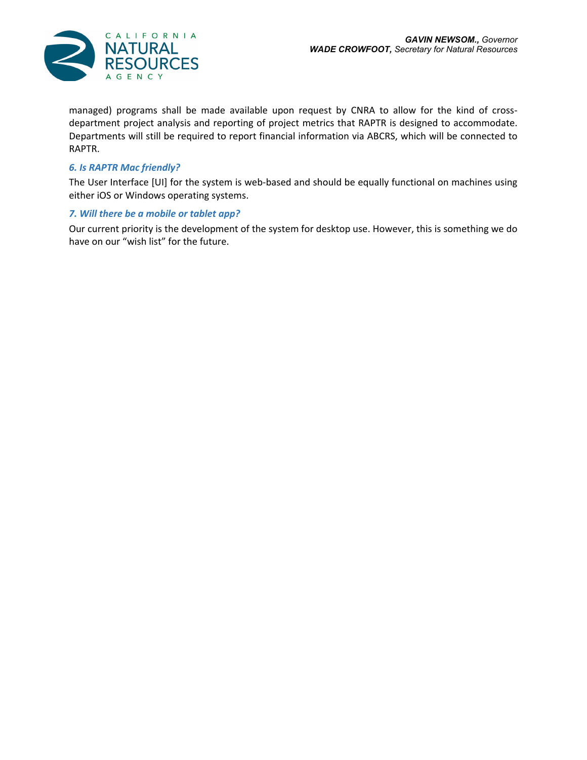managed) programs shall be made available upon request by CNRA to allow for the kind of cross-department project analysis and reporting of project metrics that RAPTR is designed to accommodate. Departments will still be required to report financial information via ABCRS, which will be connected to RAPTR.

### *6. Is RAPTR Mac friendly?*

The User Interface [UI] for the system is web-based and should be equally functional on machines using either iOS or Windows operating systems.

### *7. Will there be a mobile or tablet app?*

Our current priority is the development of the system for desktop use. However, this is something we do have on our "wish list" for the future.